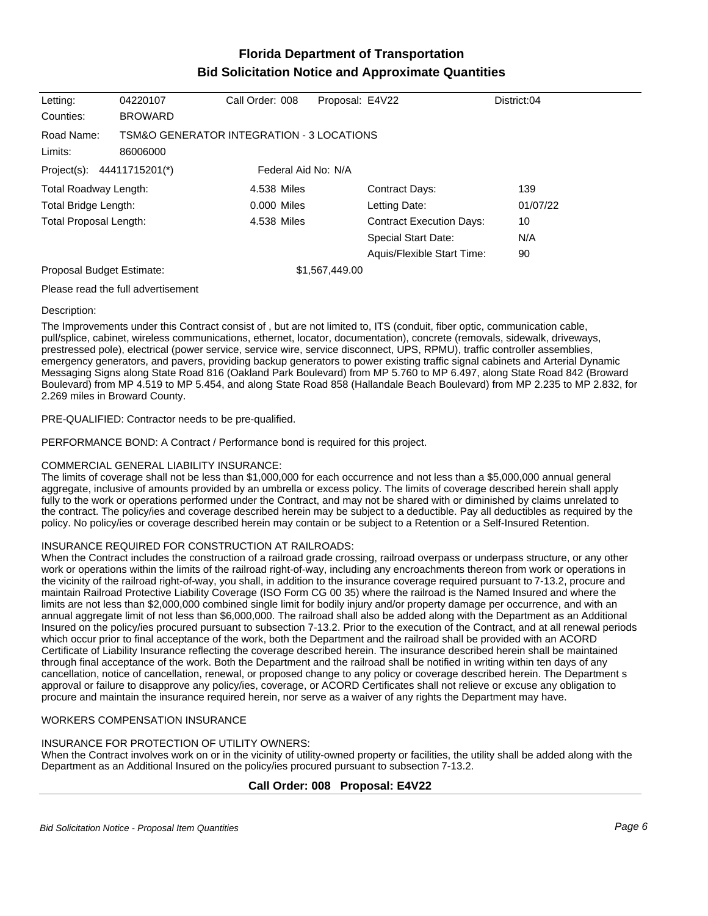# Florida Department of Transportation

## Bid Solicitation Notice and Approximate Quantities

| | | | | |
|---|---|---|---|---|
| Letting: | 04220107 | Call Order: 008 | Proposal: E4V22 | District:04 |
| Counties: | BROWARD | | | |
| Road Name: | TSM&O GENERATOR INTEGRATION - 3 LOCATIONS | | | |
| Limits: | 86006000 | | | |
| Project(s): | 44411715201(*) | Federal Aid No: N/A | | |

| | | | |
|---|---|---|---|
| Total Roadway Length: | 4.538 Miles | Contract Days: | 139 |
| Total Bridge Length: | 0.000 Miles | Letting Date: | 01/07/22 |
| Total Proposal Length: | 4.538 Miles | Contract Execution Days: | 10 |
| | | Special Start Date: | N/A |
| | | Aquis/Flexible Start Time: | 90 |
| Proposal Budget Estimate: | $1,567,449.00 | | |

Please read the full advertisement

Description:

The Improvements under this Contract consist of , but are not limited to, ITS (conduit, fiber optic, communication cable, pull/splice, cabinet, wireless communications, ethernet, locator, documentation), concrete (removals, sidewalk, driveways, prestressed pole), electrical (power service, service wire, service disconnect, UPS, RPMU), traffic controller assemblies, emergency generators, and pavers, providing backup generators to power existing traffic signal cabinets and Arterial Dynamic Messaging Signs along State Road 816 (Oakland Park Boulevard) from MP 5.760 to MP 6.497, along State Road 842 (Broward Boulevard) from MP 4.519 to MP 5.454, and along State Road 858 (Hallandale Beach Boulevard) from MP 2.235 to MP 2.832, for 2.269 miles in Broward County.

PRE-QUALIFIED: Contractor needs to be pre-qualified.

PERFORMANCE BOND: A Contract / Performance bond is required for this project.

COMMERCIAL GENERAL LIABILITY INSURANCE:
The limits of coverage shall not be less than $1,000,000 for each occurrence and not less than a $5,000,000 annual general aggregate, inclusive of amounts provided by an umbrella or excess policy. The limits of coverage described herein shall apply fully to the work or operations performed under the Contract, and may not be shared with or diminished by claims unrelated to the contract. The policy/ies and coverage described herein may be subject to a deductible. Pay all deductibles as required by the policy. No policy/ies or coverage described herein may contain or be subject to a Retention or a Self-Insured Retention.

INSURANCE REQUIRED FOR CONSTRUCTION AT RAILROADS:
When the Contract includes the construction of a railroad grade crossing, railroad overpass or underpass structure, or any other work or operations within the limits of the railroad right-of-way, including any encroachments thereon from work or operations in the vicinity of the railroad right-of-way, you shall, in addition to the insurance coverage required pursuant to 7-13.2, procure and maintain Railroad Protective Liability Coverage (ISO Form CG 00 35) where the railroad is the Named Insured and where the limits are not less than $2,000,000 combined single limit for bodily injury and/or property damage per occurrence, and with an annual aggregate limit of not less than $6,000,000. The railroad shall also be added along with the Department as an Additional Insured on the policy/ies procured pursuant to subsection 7-13.2. Prior to the execution of the Contract, and at all renewal periods which occur prior to final acceptance of the work, both the Department and the railroad shall be provided with an ACORD Certificate of Liability Insurance reflecting the coverage described herein. The insurance described herein shall be maintained through final acceptance of the work. Both the Department and the railroad shall be notified in writing within ten days of any cancellation, notice of cancellation, renewal, or proposed change to any policy or coverage described herein. The Department s approval or failure to disapprove any policy/ies, coverage, or ACORD Certificates shall not relieve or excuse any obligation to procure and maintain the insurance required herein, nor serve as a waiver of any rights the Department may have.

WORKERS COMPENSATION INSURANCE

INSURANCE FOR PROTECTION OF UTILITY OWNERS:
When the Contract involves work on or in the vicinity of utility-owned property or facilities, the utility shall be added along with the Department as an Additional Insured on the policy/ies procured pursuant to subsection 7-13.2.

**Call Order: 008 Proposal: E4V22**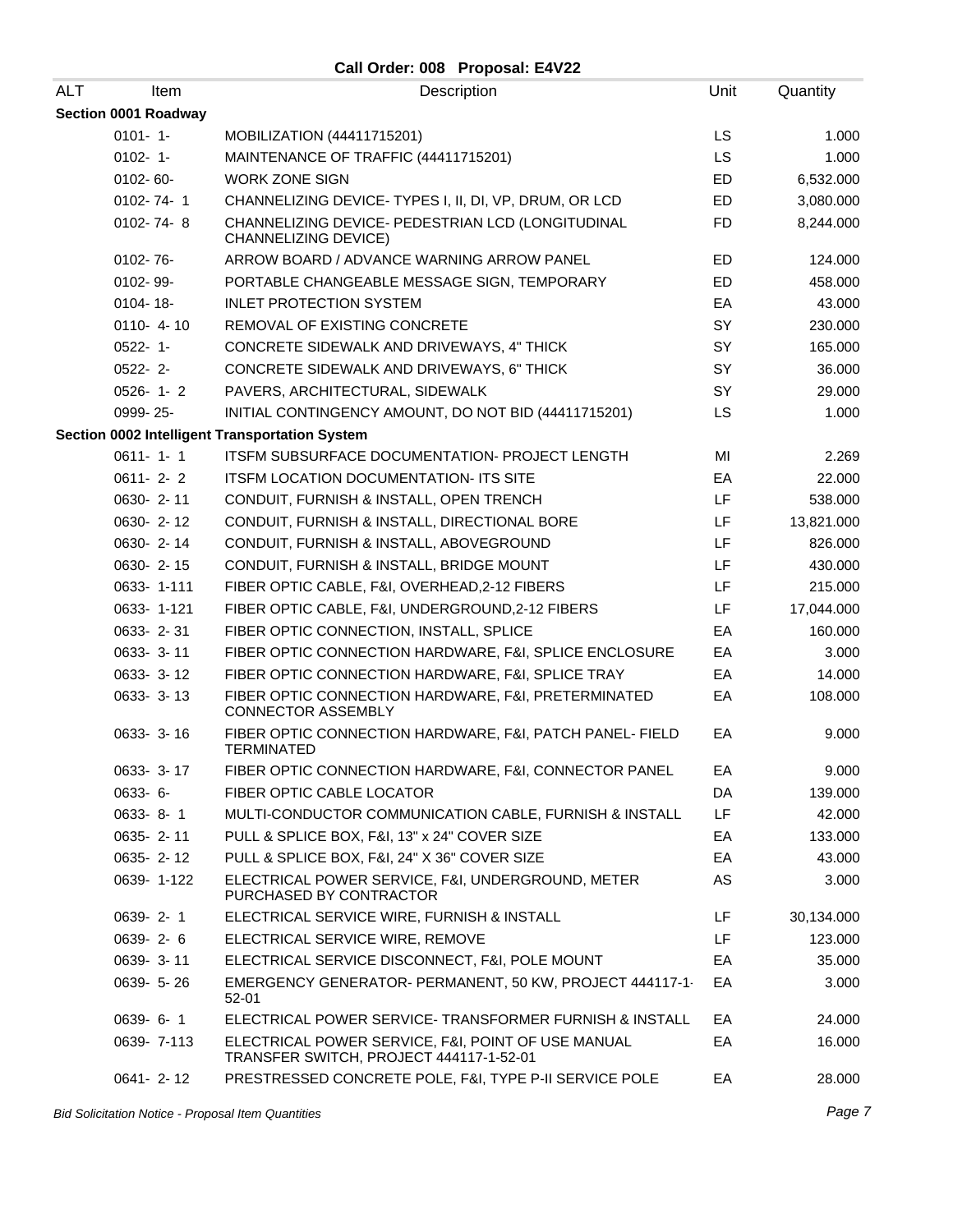## Call Order: 008 Proposal: E4V22

| ALT | Item | Description | Unit | Quantity |
|---|---|---|---|---|
| **Section 0001 Roadway** | | | | |
| | 0101- 1- | MOBILIZATION (44411715201) | LS | 1.000 |
| | 0102- 1- | MAINTENANCE OF TRAFFIC (44411715201) | LS | 1.000 |
| | 0102- 60- | WORK ZONE SIGN | ED | 6,532.000 |
| | 0102- 74- 1 | CHANNELIZING DEVICE- TYPES I, II, DI, VP, DRUM, OR LCD | ED | 3,080.000 |
| | 0102- 74- 8 | CHANNELIZING DEVICE- PEDESTRIAN LCD (LONGITUDINAL CHANNELIZING DEVICE) | FD | 8,244.000 |
| | 0102- 76- | ARROW BOARD / ADVANCE WARNING ARROW PANEL | ED | 124.000 |
| | 0102- 99- | PORTABLE CHANGEABLE MESSAGE SIGN, TEMPORARY | ED | 458.000 |
| | 0104- 18- | INLET PROTECTION SYSTEM | EA | 43.000 |
| | 0110- 4- 10 | REMOVAL OF EXISTING CONCRETE | SY | 230.000 |
| | 0522- 1- | CONCRETE SIDEWALK AND DRIVEWAYS, 4" THICK | SY | 165.000 |
| | 0522- 2- | CONCRETE SIDEWALK AND DRIVEWAYS, 6" THICK | SY | 36.000 |
| | 0526- 1- 2 | PAVERS, ARCHITECTURAL, SIDEWALK | SY | 29.000 |
| | 0999- 25- | INITIAL CONTINGENCY AMOUNT, DO NOT BID (44411715201) | LS | 1.000 |
| **Section 0002 Intelligent Transportation System** | | | | |
| | 0611- 1- 1 | ITSFM SUBSURFACE DOCUMENTATION- PROJECT LENGTH | MI | 2.269 |
| | 0611- 2- 2 | ITSFM LOCATION DOCUMENTATION- ITS SITE | EA | 22.000 |
| | 0630- 2- 11 | CONDUIT, FURNISH & INSTALL, OPEN TRENCH | LF | 538.000 |
| | 0630- 2- 12 | CONDUIT, FURNISH & INSTALL, DIRECTIONAL BORE | LF | 13,821.000 |
| | 0630- 2- 14 | CONDUIT, FURNISH & INSTALL, ABOVEGROUND | LF | 826.000 |
| | 0630- 2- 15 | CONDUIT, FURNISH & INSTALL, BRIDGE MOUNT | LF | 430.000 |
| | 0633- 1-111 | FIBER OPTIC CABLE, F&I, OVERHEAD,2-12 FIBERS | LF | 215.000 |
| | 0633- 1-121 | FIBER OPTIC CABLE, F&I, UNDERGROUND,2-12 FIBERS | LF | 17,044.000 |
| | 0633- 2- 31 | FIBER OPTIC CONNECTION, INSTALL, SPLICE | EA | 160.000 |
| | 0633- 3- 11 | FIBER OPTIC CONNECTION HARDWARE, F&I, SPLICE ENCLOSURE | EA | 3.000 |
| | 0633- 3- 12 | FIBER OPTIC CONNECTION HARDWARE, F&I, SPLICE TRAY | EA | 14.000 |
| | 0633- 3- 13 | FIBER OPTIC CONNECTION HARDWARE, F&I, PRETERMINATED CONNECTOR ASSEMBLY | EA | 108.000 |
| | 0633- 3- 16 | FIBER OPTIC CONNECTION HARDWARE, F&I, PATCH PANEL- FIELD TERMINATED | EA | 9.000 |
| | 0633- 3- 17 | FIBER OPTIC CONNECTION HARDWARE, F&I, CONNECTOR PANEL | EA | 9.000 |
| | 0633- 6- | FIBER OPTIC CABLE LOCATOR | DA | 139.000 |
| | 0633- 8- 1 | MULTI-CONDUCTOR COMMUNICATION CABLE, FURNISH & INSTALL | LF | 42.000 |
| | 0635- 2- 11 | PULL & SPLICE BOX, F&I, 13" x 24" COVER SIZE | EA | 133.000 |
| | 0635- 2- 12 | PULL & SPLICE BOX, F&I, 24" X 36" COVER SIZE | EA | 43.000 |
| | 0639- 1-122 | ELECTRICAL POWER SERVICE, F&I, UNDERGROUND, METER PURCHASED BY CONTRACTOR | AS | 3.000 |
| | 0639- 2- 1 | ELECTRICAL SERVICE WIRE, FURNISH & INSTALL | LF | 30,134.000 |
| | 0639- 2- 6 | ELECTRICAL SERVICE WIRE, REMOVE | LF | 123.000 |
| | 0639- 3- 11 | ELECTRICAL SERVICE DISCONNECT, F&I, POLE MOUNT | EA | 35.000 |
| | 0639- 5- 26 | EMERGENCY GENERATOR- PERMANENT, 50 KW, PROJECT 444117-1-52-01 | EA | 3.000 |
| | 0639- 6- 1 | ELECTRICAL POWER SERVICE- TRANSFORMER FURNISH & INSTALL | EA | 24.000 |
| | 0639- 7-113 | ELECTRICAL POWER SERVICE, F&I, POINT OF USE MANUAL TRANSFER SWITCH, PROJECT 444117-1-52-01 | EA | 16.000 |
| | 0641- 2- 12 | PRESTRESSED CONCRETE POLE, F&I, TYPE P-II SERVICE POLE | EA | 28.000 |

*Bid Solicitation Notice - Proposal Item Quantities*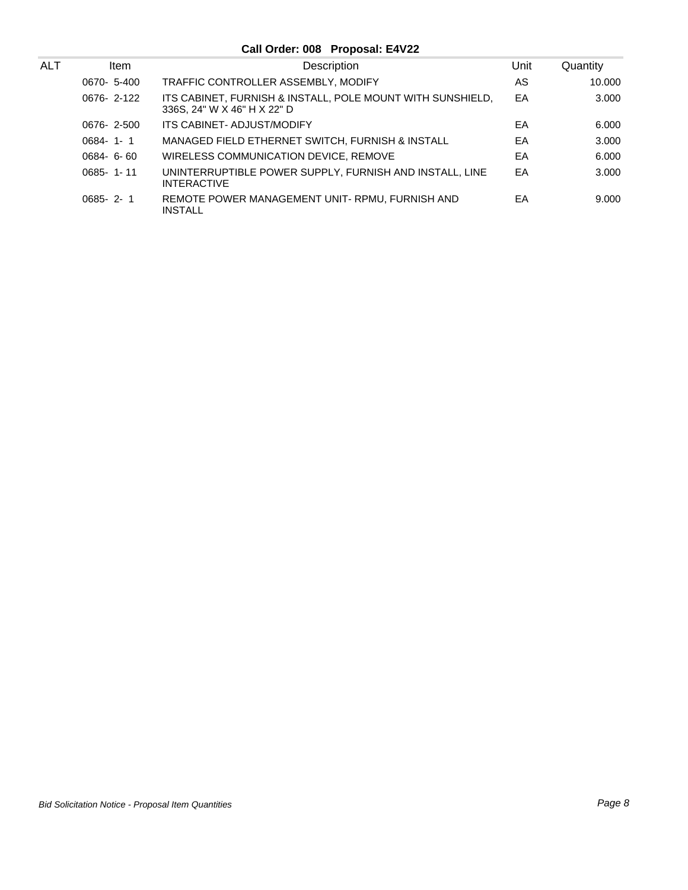**Call Order: 008 Proposal: E4V22**

| ALT | Item | Description | Unit | Quantity |
|---|---|---|---|---|
| | 0670- 5-400 | TRAFFIC CONTROLLER ASSEMBLY, MODIFY | AS | 10.000 |
| | 0676- 2-122 | ITS CABINET, FURNISH & INSTALL, POLE MOUNT WITH SUNSHIELD, 336S, 24" W X 46" H X 22" D | EA | 3.000 |
| | 0676- 2-500 | ITS CABINET- ADJUST/MODIFY | EA | 6.000 |
| | 0684- 1- 1 | MANAGED FIELD ETHERNET SWITCH, FURNISH & INSTALL | EA | 3.000 |
| | 0684- 6- 60 | WIRELESS COMMUNICATION DEVICE, REMOVE | EA | 6.000 |
| | 0685- 1- 11 | UNINTERRUPTIBLE POWER SUPPLY, FURNISH AND INSTALL, LINE INTERACTIVE | EA | 3.000 |
| | 0685- 2- 1 | REMOTE POWER MANAGEMENT UNIT- RPMU, FURNISH AND INSTALL | EA | 9.000 |